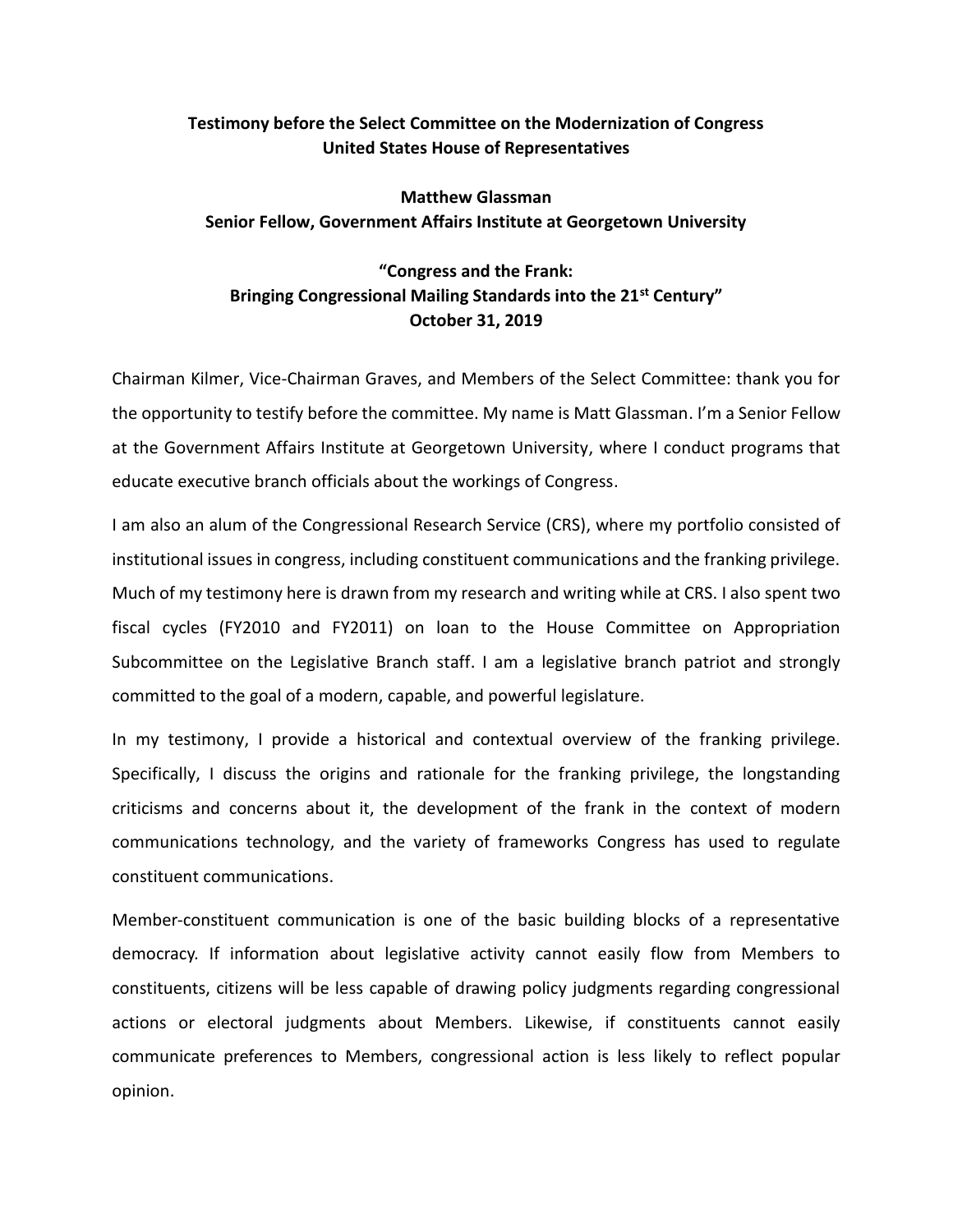**Testimony before the Select Committee on the Modernization of Congress**
**United States House of Representatives**

**Matthew Glassman**
**Senior Fellow, Government Affairs Institute at Georgetown University**

**"Congress and the Frank:**
**Bringing Congressional Mailing Standards into the 21st Century"**
**October 31, 2019**

Chairman Kilmer, Vice-Chairman Graves, and Members of the Select Committee: thank you for the opportunity to testify before the committee. My name is Matt Glassman. I'm a Senior Fellow at the Government Affairs Institute at Georgetown University, where I conduct programs that educate executive branch officials about the workings of Congress.

I am also an alum of the Congressional Research Service (CRS), where my portfolio consisted of institutional issues in congress, including constituent communications and the franking privilege. Much of my testimony here is drawn from my research and writing while at CRS. I also spent two fiscal cycles (FY2010 and FY2011) on loan to the House Committee on Appropriation Subcommittee on the Legislative Branch staff. I am a legislative branch patriot and strongly committed to the goal of a modern, capable, and powerful legislature.

In my testimony, I provide a historical and contextual overview of the franking privilege. Specifically, I discuss the origins and rationale for the franking privilege, the longstanding criticisms and concerns about it, the development of the frank in the context of modern communications technology, and the variety of frameworks Congress has used to regulate constituent communications.

Member-constituent communication is one of the basic building blocks of a representative democracy. If information about legislative activity cannot easily flow from Members to constituents, citizens will be less capable of drawing policy judgments regarding congressional actions or electoral judgments about Members. Likewise, if constituents cannot easily communicate preferences to Members, congressional action is less likely to reflect popular opinion.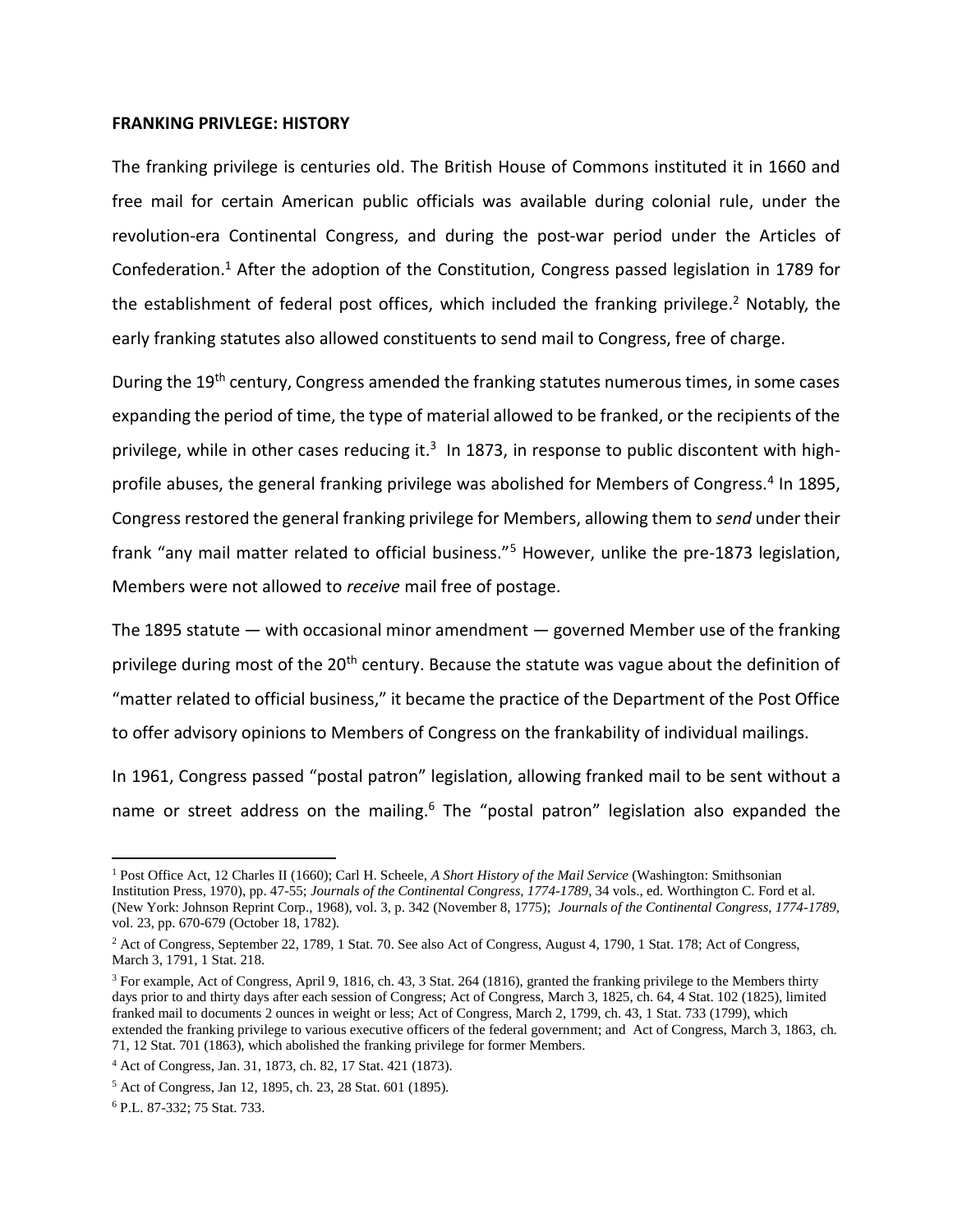**FRANKING PRIVLEGE: HISTORY**

The franking privilege is centuries old. The British House of Commons instituted it in 1660 and free mail for certain American public officials was available during colonial rule, under the revolution-era Continental Congress, and during the post-war period under the Articles of Confederation.[1] After the adoption of the Constitution, Congress passed legislation in 1789 for the establishment of federal post offices, which included the franking privilege.[2] Notably, the early franking statutes also allowed constituents to send mail to Congress, free of charge.

During the 19th century, Congress amended the franking statutes numerous times, in some cases expanding the period of time, the type of material allowed to be franked, or the recipients of the privilege, while in other cases reducing it.[3] In 1873, in response to public discontent with high-profile abuses, the general franking privilege was abolished for Members of Congress.[4] In 1895, Congress restored the general franking privilege for Members, allowing them to *send* under their frank "any mail matter related to official business."[5] However, unlike the pre-1873 legislation, Members were not allowed to *receive* mail free of postage.

The 1895 statute — with occasional minor amendment — governed Member use of the franking privilege during most of the 20th century. Because the statute was vague about the definition of "matter related to official business," it became the practice of the Department of the Post Office to offer advisory opinions to Members of Congress on the frankability of individual mailings.

In 1961, Congress passed "postal patron" legislation, allowing franked mail to be sent without a name or street address on the mailing.[6] The "postal patron" legislation also expanded the

---

[1] Post Office Act, 12 Charles II (1660); Carl H. Scheele, *A Short History of the Mail Service* (Washington: Smithsonian Institution Press, 1970), pp. 47-55; *Journals of the Continental Congress, 1774-1789*, 34 vols., ed. Worthington C. Ford et al. (New York: Johnson Reprint Corp., 1968), vol. 3, p. 342 (November 8, 1775); *Journals of the Continental Congress, 1774-1789*, vol. 23, pp. 670-679 (October 18, 1782).

[2] Act of Congress, September 22, 1789, 1 Stat. 70. See also Act of Congress, August 4, 1790, 1 Stat. 178; Act of Congress, March 3, 1791, 1 Stat. 218.

[3] For example, Act of Congress, April 9, 1816, ch. 43, 3 Stat. 264 (1816), granted the franking privilege to the Members thirty days prior to and thirty days after each session of Congress; Act of Congress, March 3, 1825, ch. 64, 4 Stat. 102 (1825), limited franked mail to documents 2 ounces in weight or less; Act of Congress, March 2, 1799, ch. 43, 1 Stat. 733 (1799), which extended the franking privilege to various executive officers of the federal government; and Act of Congress, March 3, 1863, ch. 71, 12 Stat. 701 (1863), which abolished the franking privilege for former Members.

[4] Act of Congress, Jan. 31, 1873, ch. 82, 17 Stat. 421 (1873).

[5] Act of Congress, Jan 12, 1895, ch. 23, 28 Stat. 601 (1895).

[6] P.L. 87-332; 75 Stat. 733.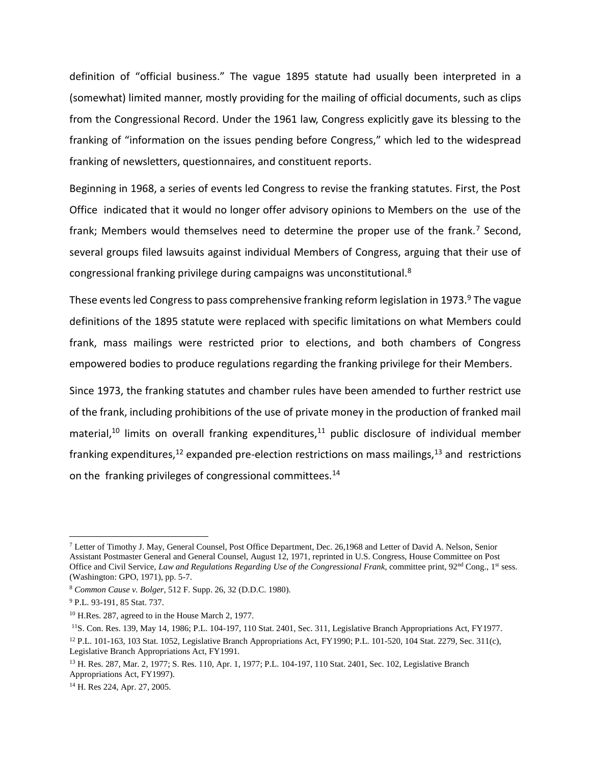definition of "official business." The vague 1895 statute had usually been interpreted in a (somewhat) limited manner, mostly providing for the mailing of official documents, such as clips from the Congressional Record. Under the 1961 law, Congress explicitly gave its blessing to the franking of "information on the issues pending before Congress," which led to the widespread franking of newsletters, questionnaires, and constituent reports.

Beginning in 1968, a series of events led Congress to revise the franking statutes. First, the Post Office indicated that it would no longer offer advisory opinions to Members on the use of the frank; Members would themselves need to determine the proper use of the frank.[7] Second, several groups filed lawsuits against individual Members of Congress, arguing that their use of congressional franking privilege during campaigns was unconstitutional.[8]

These events led Congress to pass comprehensive franking reform legislation in 1973.[9] The vague definitions of the 1895 statute were replaced with specific limitations on what Members could frank, mass mailings were restricted prior to elections, and both chambers of Congress empowered bodies to produce regulations regarding the franking privilege for their Members.

Since 1973, the franking statutes and chamber rules have been amended to further restrict use of the frank, including prohibitions of the use of private money in the production of franked mail material,[10] limits on overall franking expenditures,[11] public disclosure of individual member franking expenditures,[12] expanded pre-election restrictions on mass mailings,[13] and restrictions on the franking privileges of congressional committees.[14]

---

[7] Letter of Timothy J. May, General Counsel, Post Office Department, Dec. 26,1968 and Letter of David A. Nelson, Senior Assistant Postmaster General and General Counsel, August 12, 1971, reprinted in U.S. Congress, House Committee on Post Office and Civil Service, *Law and Regulations Regarding Use of the Congressional Frank*, committee print, 92nd Cong., 1st sess. (Washington: GPO, 1971), pp. 5-7.

[8] *Common Cause v. Bolger*, 512 F. Supp. 26, 32 (D.D.C. 1980).

[9] P.L. 93-191, 85 Stat. 737.

[10] H.Res. 287, agreed to in the House March 2, 1977.

[11] S. Con. Res. 139, May 14, 1986; P.L. 104-197, 110 Stat. 2401, Sec. 311, Legislative Branch Appropriations Act, FY1977.

[12] P.L. 101-163, 103 Stat. 1052, Legislative Branch Appropriations Act, FY1990; P.L. 101-520, 104 Stat. 2279, Sec. 311(c), Legislative Branch Appropriations Act, FY1991.

[13] H. Res. 287, Mar. 2, 1977; S. Res. 110, Apr. 1, 1977; P.L. 104-197, 110 Stat. 2401, Sec. 102, Legislative Branch Appropriations Act, FY1997).

[14] H. Res 224, Apr. 27, 2005.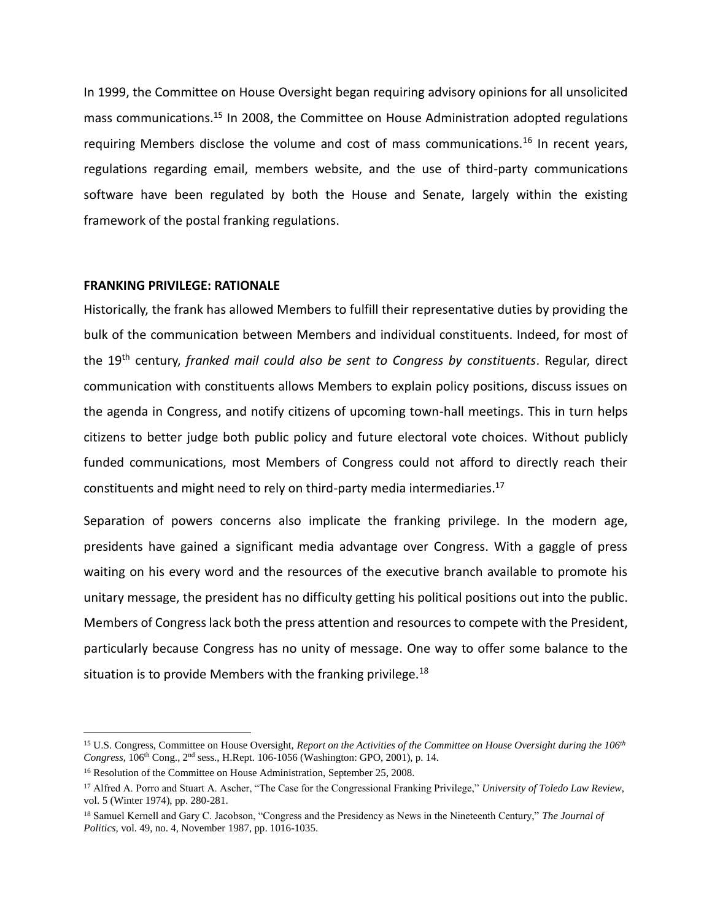In 1999, the Committee on House Oversight began requiring advisory opinions for all unsolicited mass communications.[15] In 2008, the Committee on House Administration adopted regulations requiring Members disclose the volume and cost of mass communications.[16] In recent years, regulations regarding email, members website, and the use of third-party communications software have been regulated by both the House and Senate, largely within the existing framework of the postal franking regulations.

**FRANKING PRIVILEGE: RATIONALE**

Historically, the frank has allowed Members to fulfill their representative duties by providing the bulk of the communication between Members and individual constituents. Indeed, for most of the 19th century, *franked mail could also be sent to Congress by constituents*. Regular, direct communication with constituents allows Members to explain policy positions, discuss issues on the agenda in Congress, and notify citizens of upcoming town-hall meetings. This in turn helps citizens to better judge both public policy and future electoral vote choices. Without publicly funded communications, most Members of Congress could not afford to directly reach their constituents and might need to rely on third-party media intermediaries.[17]

Separation of powers concerns also implicate the franking privilege. In the modern age, presidents have gained a significant media advantage over Congress. With a gaggle of press waiting on his every word and the resources of the executive branch available to promote his unitary message, the president has no difficulty getting his political positions out into the public. Members of Congress lack both the press attention and resources to compete with the President, particularly because Congress has no unity of message. One way to offer some balance to the situation is to provide Members with the franking privilege.[18]

---

[15] U.S. Congress, Committee on House Oversight, *Report on the Activities of the Committee on House Oversight during the 106th Congress*, 106th Cong., 2nd sess., H.Rept. 106-1056 (Washington: GPO, 2001), p. 14.

[16] Resolution of the Committee on House Administration, September 25, 2008.

[17] Alfred A. Porro and Stuart A. Ascher, "The Case for the Congressional Franking Privilege," *University of Toledo Law Review*, vol. 5 (Winter 1974), pp. 280-281.

[18] Samuel Kernell and Gary C. Jacobson, "Congress and the Presidency as News in the Nineteenth Century," *The Journal of Politics*, vol. 49, no. 4, November 1987, pp. 1016-1035.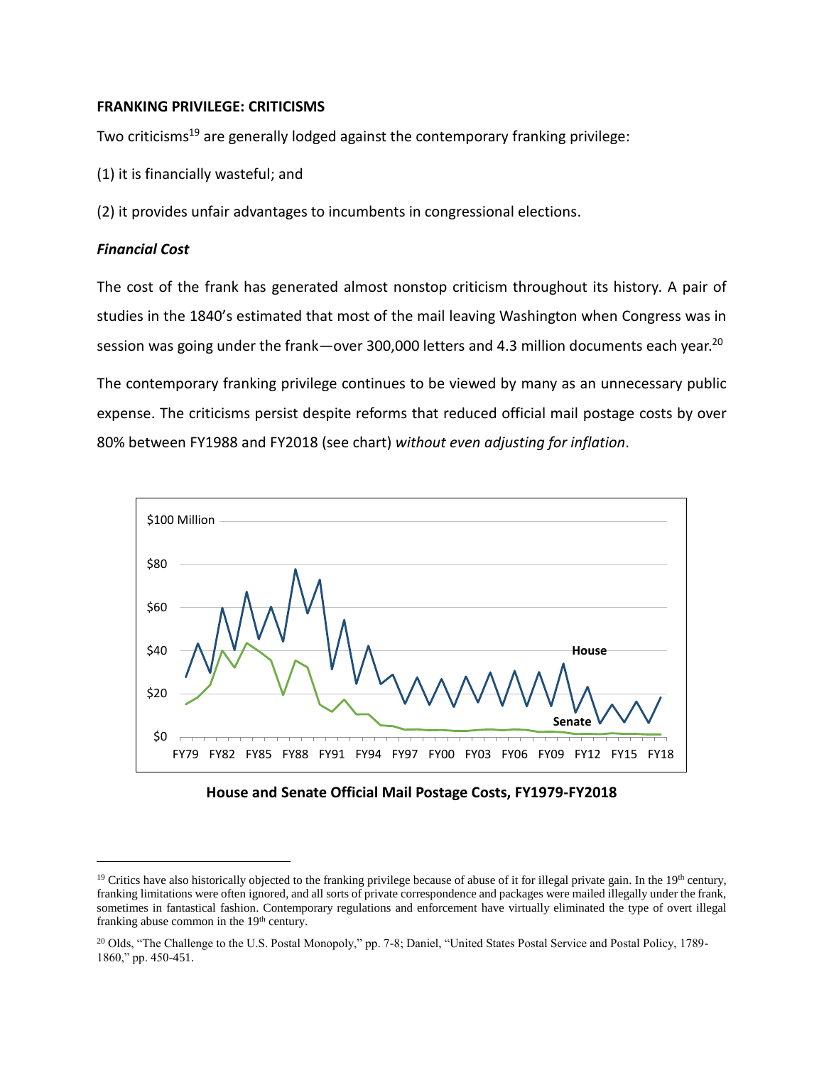**FRANKING PRIVILEGE: CRITICISMS**

Two criticisms[19] are generally lodged against the contemporary franking privilege:

(1) it is financially wasteful; and

(2) it provides unfair advantages to incumbents in congressional elections.

***Financial Cost***

The cost of the frank has generated almost nonstop criticism throughout its history. A pair of studies in the 1840's estimated that most of the mail leaving Washington when Congress was in session was going under the frank—over 300,000 letters and 4.3 million documents each year.[20]

The contemporary franking privilege continues to be viewed by many as an unnecessary public expense. The criticisms persist despite reforms that reduced official mail postage costs by over 80% between FY1988 and FY2018 (see chart) *without even adjusting for inflation*.

**House and Senate Official Mail Postage Costs, FY1979-FY2018**

---

[19] Critics have also historically objected to the franking privilege because of abuse of it for illegal private gain. In the 19th century, franking limitations were often ignored, and all sorts of private correspondence and packages were mailed illegally under the frank, sometimes in fantastical fashion. Contemporary regulations and enforcement have virtually eliminated the type of overt illegal franking abuse common in the 19th century.

[20] Olds, "The Challenge to the U.S. Postal Monopoly," pp. 7-8; Daniel, "United States Postal Service and Postal Policy, 1789-1860," pp. 450-451.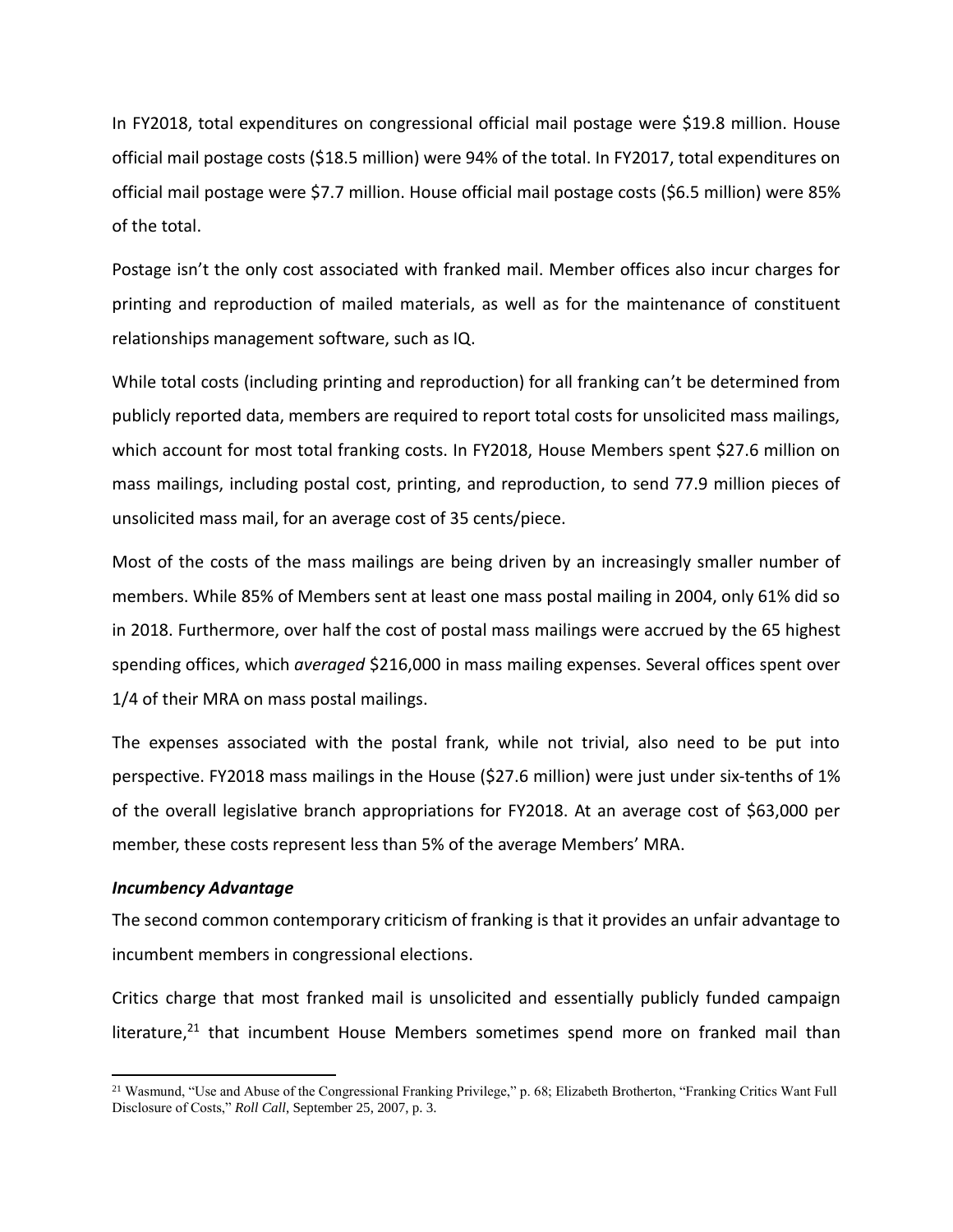In FY2018, total expenditures on congressional official mail postage were $19.8 million. House official mail postage costs ($18.5 million) were 94% of the total. In FY2017, total expenditures on official mail postage were $7.7 million. House official mail postage costs ($6.5 million) were 85% of the total.

Postage isn't the only cost associated with franked mail. Member offices also incur charges for printing and reproduction of mailed materials, as well as for the maintenance of constituent relationships management software, such as IQ.

While total costs (including printing and reproduction) for all franking can't be determined from publicly reported data, members are required to report total costs for unsolicited mass mailings, which account for most total franking costs. In FY2018, House Members spent $27.6 million on mass mailings, including postal cost, printing, and reproduction, to send 77.9 million pieces of unsolicited mass mail, for an average cost of 35 cents/piece.

Most of the costs of the mass mailings are being driven by an increasingly smaller number of members. While 85% of Members sent at least one mass postal mailing in 2004, only 61% did so in 2018. Furthermore, over half the cost of postal mass mailings were accrued by the 65 highest spending offices, which *averaged* $216,000 in mass mailing expenses. Several offices spent over 1/4 of their MRA on mass postal mailings.

The expenses associated with the postal frank, while not trivial, also need to be put into perspective. FY2018 mass mailings in the House ($27.6 million) were just under six-tenths of 1% of the overall legislative branch appropriations for FY2018. At an average cost of $63,000 per member, these costs represent less than 5% of the average Members' MRA.

***Incumbency Advantage***

The second common contemporary criticism of franking is that it provides an unfair advantage to incumbent members in congressional elections.

Critics charge that most franked mail is unsolicited and essentially publicly funded campaign literature,[21] that incumbent House Members sometimes spend more on franked mail than

[21] Wasmund, "Use and Abuse of the Congressional Franking Privilege," p. 68; Elizabeth Brotherton, "Franking Critics Want Full Disclosure of Costs," *Roll Call*, September 25, 2007, p. 3.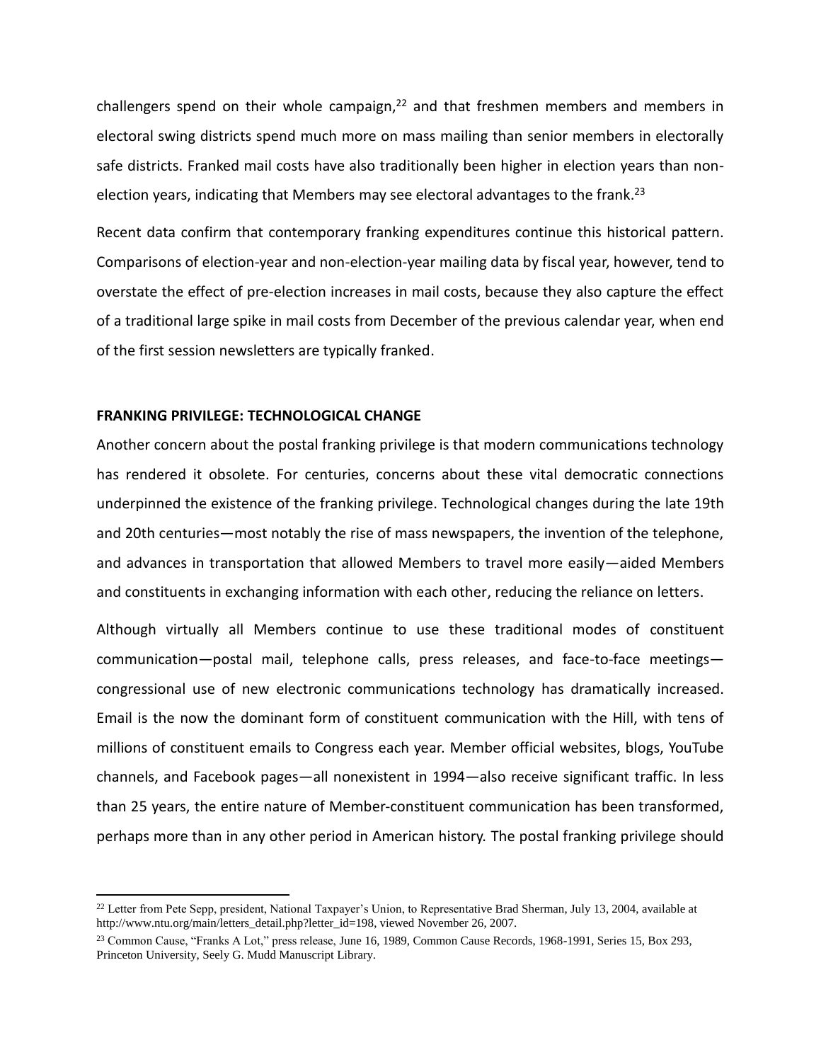challengers spend on their whole campaign,[22] and that freshmen members and members in electoral swing districts spend much more on mass mailing than senior members in electorally safe districts. Franked mail costs have also traditionally been higher in election years than non-election years, indicating that Members may see electoral advantages to the frank.[23]

Recent data confirm that contemporary franking expenditures continue this historical pattern. Comparisons of election-year and non-election-year mailing data by fiscal year, however, tend to overstate the effect of pre-election increases in mail costs, because they also capture the effect of a traditional large spike in mail costs from December of the previous calendar year, when end of the first session newsletters are typically franked.

**FRANKING PRIVILEGE: TECHNOLOGICAL CHANGE**

Another concern about the postal franking privilege is that modern communications technology has rendered it obsolete. For centuries, concerns about these vital democratic connections underpinned the existence of the franking privilege. Technological changes during the late 19th and 20th centuries—most notably the rise of mass newspapers, the invention of the telephone, and advances in transportation that allowed Members to travel more easily—aided Members and constituents in exchanging information with each other, reducing the reliance on letters.

Although virtually all Members continue to use these traditional modes of constituent communication—postal mail, telephone calls, press releases, and face-to-face meetings—congressional use of new electronic communications technology has dramatically increased. Email is the now the dominant form of constituent communication with the Hill, with tens of millions of constituent emails to Congress each year. Member official websites, blogs, YouTube channels, and Facebook pages—all nonexistent in 1994—also receive significant traffic. In less than 25 years, the entire nature of Member-constituent communication has been transformed, perhaps more than in any other period in American history. The postal franking privilege should

[22] Letter from Pete Sepp, president, National Taxpayer's Union, to Representative Brad Sherman, July 13, 2004, available at http://www.ntu.org/main/letters_detail.php?letter_id=198, viewed November 26, 2007.

[23] Common Cause, "Franks A Lot," press release, June 16, 1989, Common Cause Records, 1968-1991, Series 15, Box 293, Princeton University, Seely G. Mudd Manuscript Library.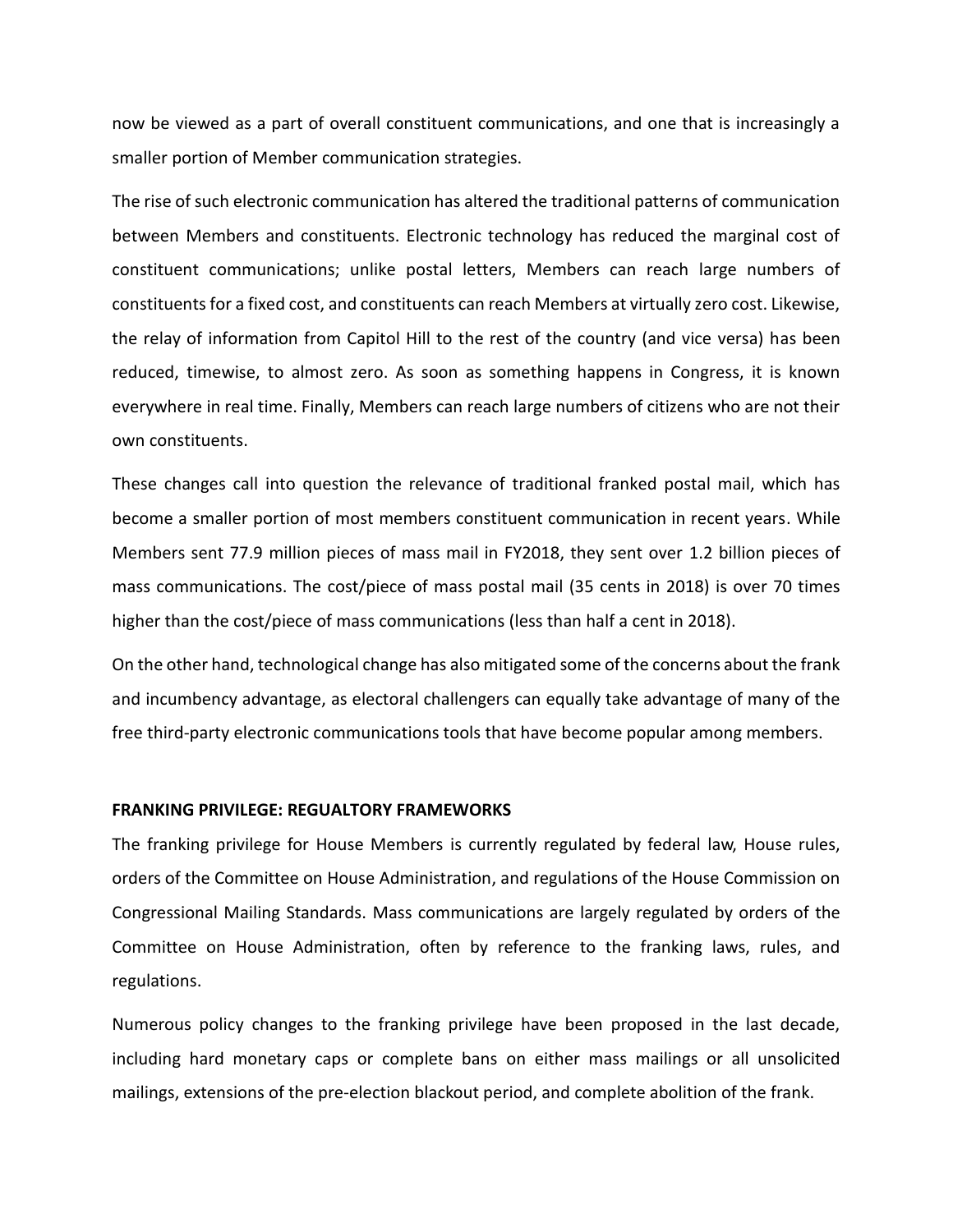now be viewed as a part of overall constituent communications, and one that is increasingly a smaller portion of Member communication strategies.

The rise of such electronic communication has altered the traditional patterns of communication between Members and constituents. Electronic technology has reduced the marginal cost of constituent communications; unlike postal letters, Members can reach large numbers of constituents for a fixed cost, and constituents can reach Members at virtually zero cost. Likewise, the relay of information from Capitol Hill to the rest of the country (and vice versa) has been reduced, timewise, to almost zero. As soon as something happens in Congress, it is known everywhere in real time. Finally, Members can reach large numbers of citizens who are not their own constituents.

These changes call into question the relevance of traditional franked postal mail, which has become a smaller portion of most members constituent communication in recent years. While Members sent 77.9 million pieces of mass mail in FY2018, they sent over 1.2 billion pieces of mass communications. The cost/piece of mass postal mail (35 cents in 2018) is over 70 times higher than the cost/piece of mass communications (less than half a cent in 2018).

On the other hand, technological change has also mitigated some of the concerns about the frank and incumbency advantage, as electoral challengers can equally take advantage of many of the free third-party electronic communications tools that have become popular among members.

## FRANKING PRIVILEGE: REGUALTORY FRAMEWORKS

The franking privilege for House Members is currently regulated by federal law, House rules, orders of the Committee on House Administration, and regulations of the House Commission on Congressional Mailing Standards. Mass communications are largely regulated by orders of the Committee on House Administration, often by reference to the franking laws, rules, and regulations.

Numerous policy changes to the franking privilege have been proposed in the last decade, including hard monetary caps or complete bans on either mass mailings or all unsolicited mailings, extensions of the pre-election blackout period, and complete abolition of the frank.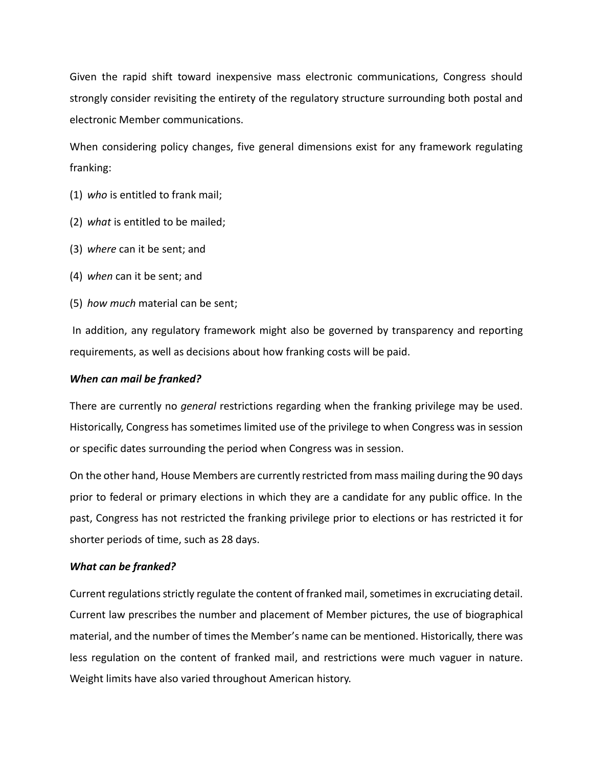Given the rapid shift toward inexpensive mass electronic communications, Congress should strongly consider revisiting the entirety of the regulatory structure surrounding both postal and electronic Member communications.

When considering policy changes, five general dimensions exist for any framework regulating franking:

(1) *who* is entitled to frank mail;

(2) *what* is entitled to be mailed;

(3) *where* can it be sent; and

(4) *when* can it be sent; and

(5) *how much* material can be sent;

In addition, any regulatory framework might also be governed by transparency and reporting requirements, as well as decisions about how franking costs will be paid.

***When can mail be franked?***

There are currently no *general* restrictions regarding when the franking privilege may be used. Historically, Congress has sometimes limited use of the privilege to when Congress was in session or specific dates surrounding the period when Congress was in session.

On the other hand, House Members are currently restricted from mass mailing during the 90 days prior to federal or primary elections in which they are a candidate for any public office. In the past, Congress has not restricted the franking privilege prior to elections or has restricted it for shorter periods of time, such as 28 days.

***What can be franked?***

Current regulations strictly regulate the content of franked mail, sometimes in excruciating detail. Current law prescribes the number and placement of Member pictures, the use of biographical material, and the number of times the Member's name can be mentioned. Historically, there was less regulation on the content of franked mail, and restrictions were much vaguer in nature. Weight limits have also varied throughout American history.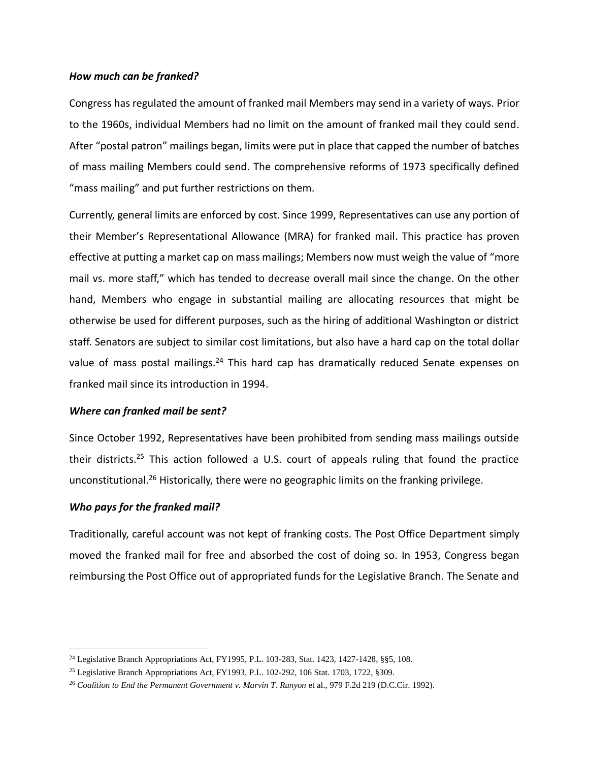### *How much can be franked?*

Congress has regulated the amount of franked mail Members may send in a variety of ways. Prior to the 1960s, individual Members had no limit on the amount of franked mail they could send. After "postal patron" mailings began, limits were put in place that capped the number of batches of mass mailing Members could send. The comprehensive reforms of 1973 specifically defined "mass mailing" and put further restrictions on them.

Currently, general limits are enforced by cost. Since 1999, Representatives can use any portion of their Member's Representational Allowance (MRA) for franked mail. This practice has proven effective at putting a market cap on mass mailings; Members now must weigh the value of "more mail vs. more staff," which has tended to decrease overall mail since the change. On the other hand, Members who engage in substantial mailing are allocating resources that might be otherwise be used for different purposes, such as the hiring of additional Washington or district staff. Senators are subject to similar cost limitations, but also have a hard cap on the total dollar value of mass postal mailings.[24] This hard cap has dramatically reduced Senate expenses on franked mail since its introduction in 1994.

### *Where can franked mail be sent?*

Since October 1992, Representatives have been prohibited from sending mass mailings outside their districts.[25] This action followed a U.S. court of appeals ruling that found the practice unconstitutional.[26] Historically, there were no geographic limits on the franking privilege.

### *Who pays for the franked mail?*

Traditionally, careful account was not kept of franking costs. The Post Office Department simply moved the franked mail for free and absorbed the cost of doing so. In 1953, Congress began reimbursing the Post Office out of appropriated funds for the Legislative Branch. The Senate and

---

[24] Legislative Branch Appropriations Act, FY1995, P.L. 103-283, Stat. 1423, 1427-1428, §§5, 108.

[25] Legislative Branch Appropriations Act, FY1993, P.L. 102-292, 106 Stat. 1703, 1722, §309.

[26] *Coalition to End the Permanent Government v. Marvin T. Runyon* et al., 979 F.2d 219 (D.C.Cir. 1992).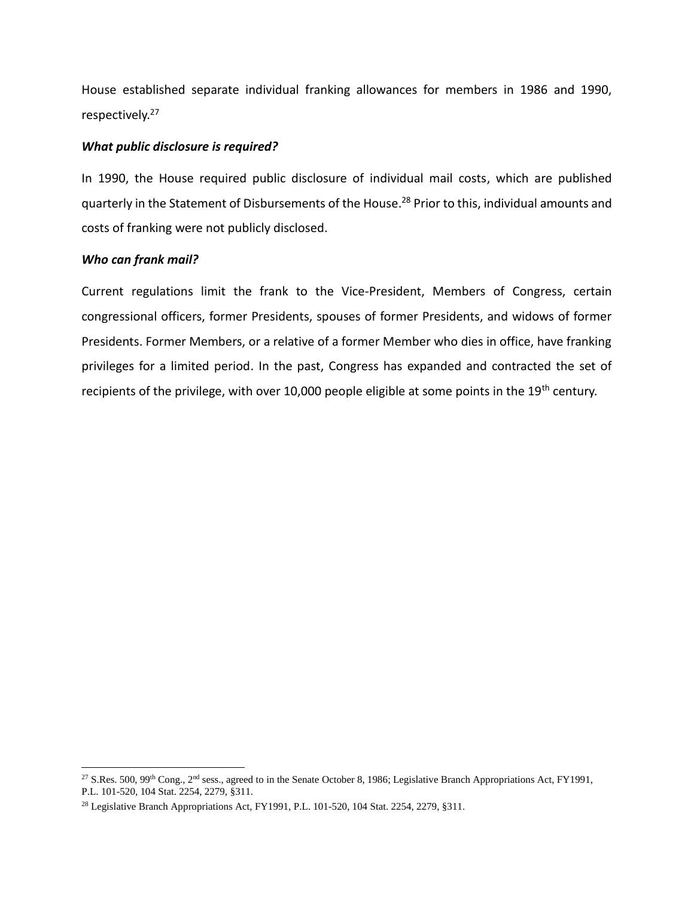House established separate individual franking allowances for members in 1986 and 1990, respectively.[27]

***What public disclosure is required?***

In 1990, the House required public disclosure of individual mail costs, which are published quarterly in the Statement of Disbursements of the House.[28] Prior to this, individual amounts and costs of franking were not publicly disclosed.

***Who can frank mail?***

Current regulations limit the frank to the Vice-President, Members of Congress, certain congressional officers, former Presidents, spouses of former Presidents, and widows of former Presidents. Former Members, or a relative of a former Member who dies in office, have franking privileges for a limited period. In the past, Congress has expanded and contracted the set of recipients of the privilege, with over 10,000 people eligible at some points in the 19th century.

---

[27] S.Res. 500, 99th Cong., 2nd sess., agreed to in the Senate October 8, 1986; Legislative Branch Appropriations Act, FY1991, P.L. 101-520, 104 Stat. 2254, 2279, §311.

[28] Legislative Branch Appropriations Act, FY1991, P.L. 101-520, 104 Stat. 2254, 2279, §311.